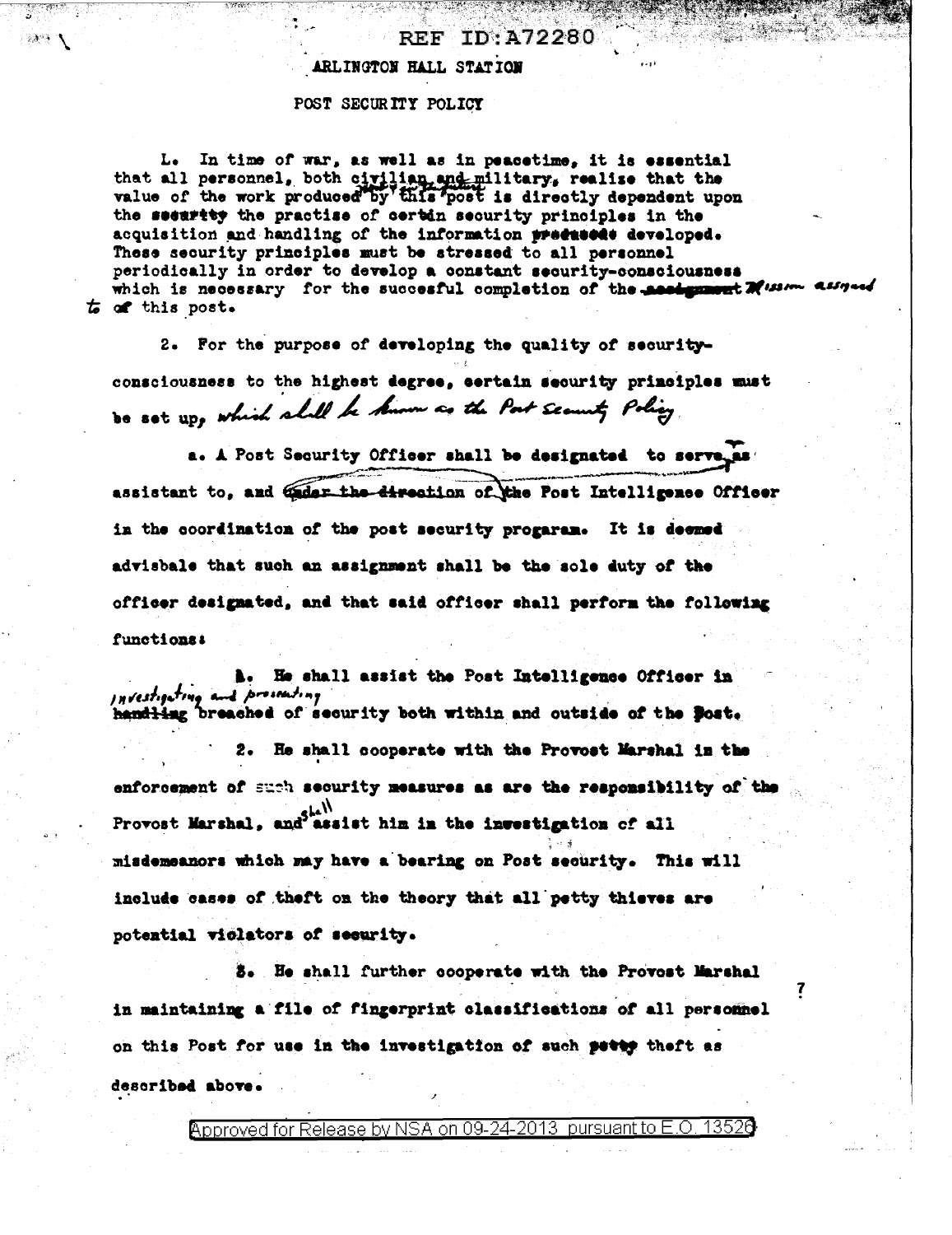REF ID:A72280

ARLINGTON HALL STATION

# POST SECURITY POLICY

1. In time of war, as well as in peacetime, it is essential that all personnel, both civilian and military, realize that the value of the work produced by this post is directly dependent upon the security the practise of certain security principles in the acquisition and handling of the information produced developed. These security principles must be stressed to all personnel periodically in order to develop a constant security-consciousness which is necessary for the succesful completion of the assignment Mission assigned to of this post.

2. For the purpose of developing the quality of security-consciousness to the highest degree, certain security principles must be set up, which shall be known as the Post Security Policy.

a. A Post Security Officer shall be designated to serve as assistant to, and under the direction of the Post Intelligence Officer in the coordination of the post security progaram. It is deemed advisbale that such an assignment shall be the sole duty of the officer designated, and that said officer shall perform the following functions:

1. He shall assist the Post Intelligence Officer in investigating and prosecuting handling breached of security both within and outside of the Post.

2. He shall cooperate with the Provost Marshal in the enforcement of such security measures as are the responsibility of the Provost Marshal, and shall assist him in the investigation of all misdemeanors which may have a bearing on Post security. This will include cases of theft on the theory that all petty thieves are potential violators of security.

3. He shall further cooperate with the Provost Marshal in maintaining a file of fingerprint classifications of all personnel on this Post for use in the investigation of such petty theft as described above.

Approved for Release by NSA on 09-24-2013 pursuant to E.O. 13526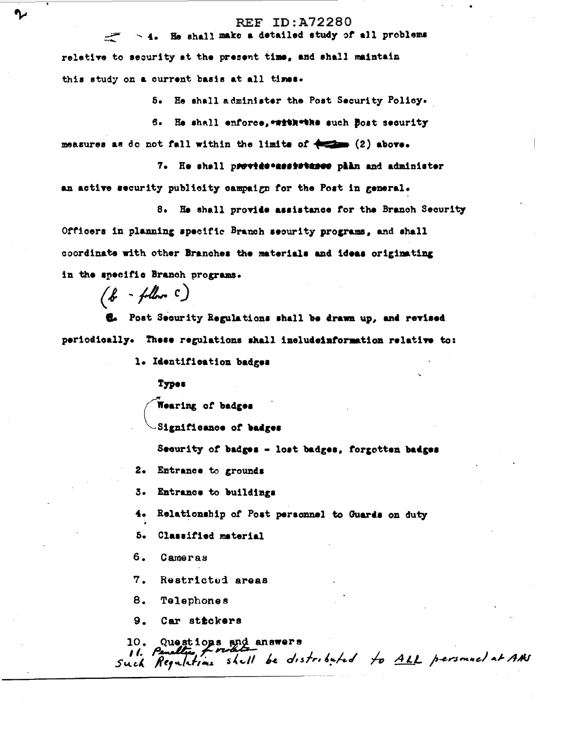REF ID:A72280

4. He shall make a detailed study of all problems relative to security at the present time, and shall maintain this study on a current basis at all times.

5. He shall administer the Post Security Policy.

6. He shall enforce, ~~with the~~ such Post security measures as do not fall within the limits of (2) above.

7. He shall ~~provide assistance~~ plan and administer an active security publicity campaign for the Post in general.

8. He shall provide assistance for the Branch Security Officers in planning specific Branch security programs, and shall coordinate with other Branches the materials and ideas originating in the specific Branch programs.

(b - follow c)

c. Post Security Regulations shall be drawn up, and revised periodically. These regulations shall includeinformation relative to:

1. Identification badges
   - Types
   - Wearing of badges
   - Significance of badges
   - Security of badges - lost badges, forgotten badges
2. Entrance to grounds
3. Entrance to buildings
4. Relationship of Post personnel to Guards on duty
5. Classified material
6. Cameras
7. Restricted areas
8. Telephones
9. Car stickers
10. Questions and answers
11. Penalties for violators

Such Regulations shall be distributed to ALL personnel at AHS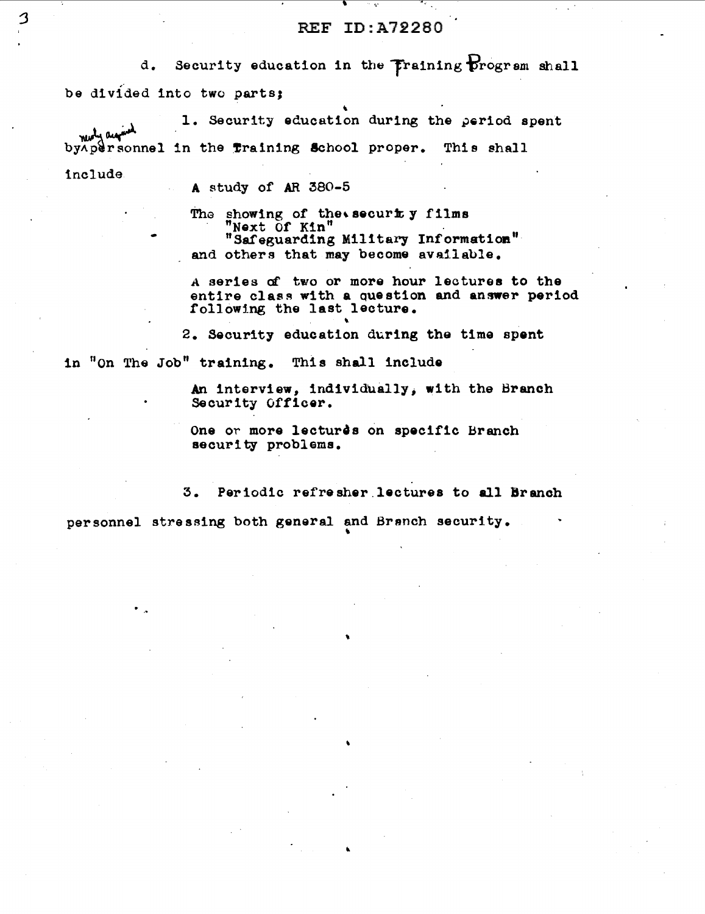d. Security education in the Training Program shall be divided into two parts;

1. Security education during the period spent by newly acquired personnel in the Training School proper. This shall include

A study of AR 380-5

The showing of the security films
"Next Of Kin"
"Safeguarding Military Information"
and others that may become available.

A series of two or more hour lectures to the entire class with a question and answer period following the last lecture.

2. Security education during the time spent in "On The Job" training. This shall include

An interview, individually, with the Branch Security Officer.

One or more lectures on specific Branch security problems.

3. Periodic refresher lectures to all Branch personnel stressing both general and Branch security.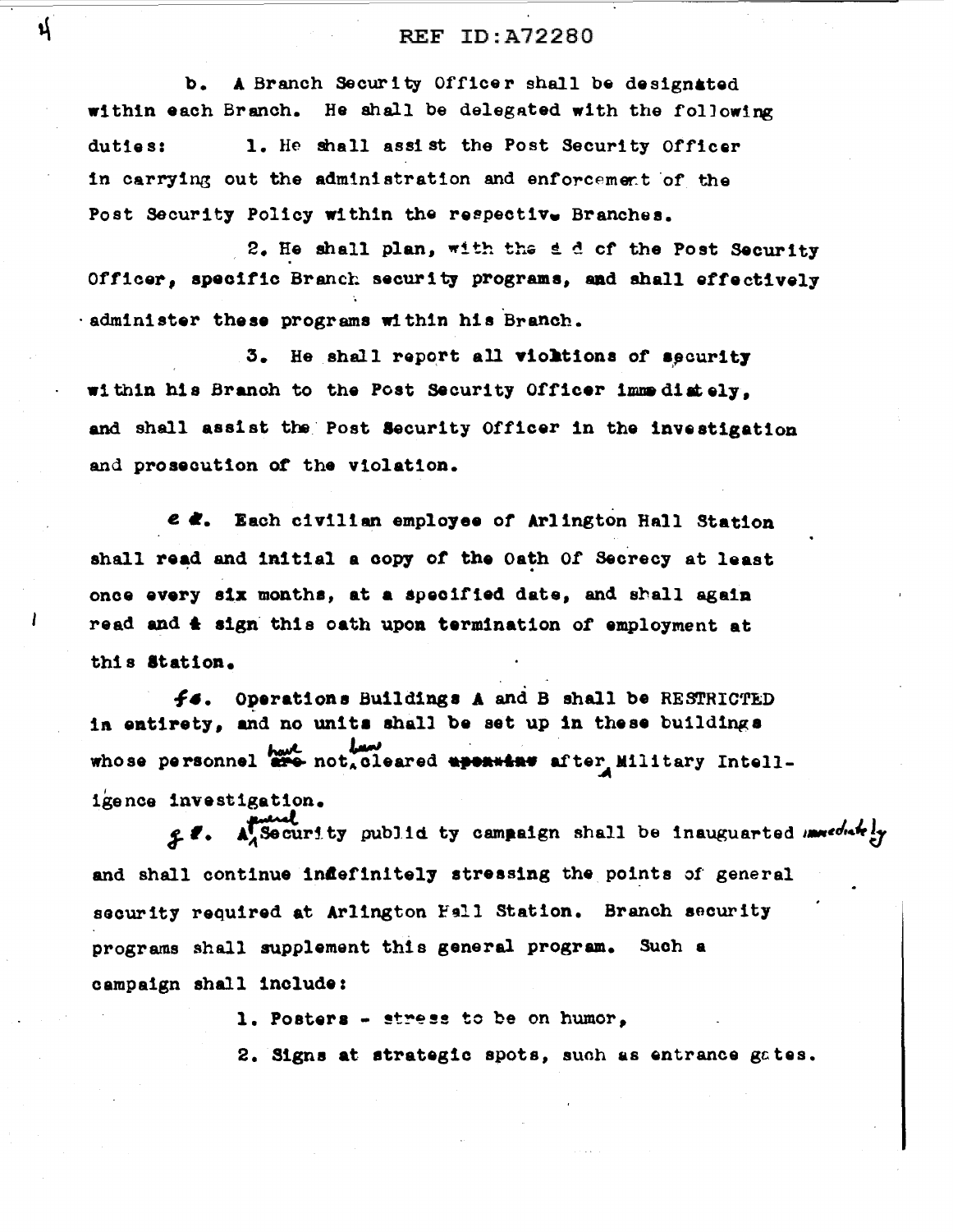b. A Branch Security Officer shall be designated within each Branch. He shall be delegated with the following duties:

1. He shall assist the Post Security Officer in carrying out the administration and enforcement of the Post Security Policy within the respective Branches.

2. He shall plan, with the aid of the Post Security Officer, specific Branch security programs, and shall effectively administer these programs within his Branch.

3. He shall report all violations of security within his Branch to the Post Security Officer immediately, and shall assist the Post Security Officer in the investigation and prosecution of the violation.

e. Each civilian employee of Arlington Hall Station shall read and initial a copy of the Oath Of Secrecy at least once every six months, at a specified date, and shall again read and sign this oath upon termination of employment at this Station.

f. Operations Buildings A and B shall be RESTRICTED in entirety, and no units shall be set up in these buildings whose personnel have not been cleared after Military Intelligence investigation.

g. A general Security publicity campaign shall be inauguarted immediately and shall continue indefinitely stressing the points of general security required at Arlington Hall Station. Branch security programs shall supplement this general program. Such a campaign shall include:

1. Posters - stress to be on humor,

2. Signs at strategic spots, such as entrance gates.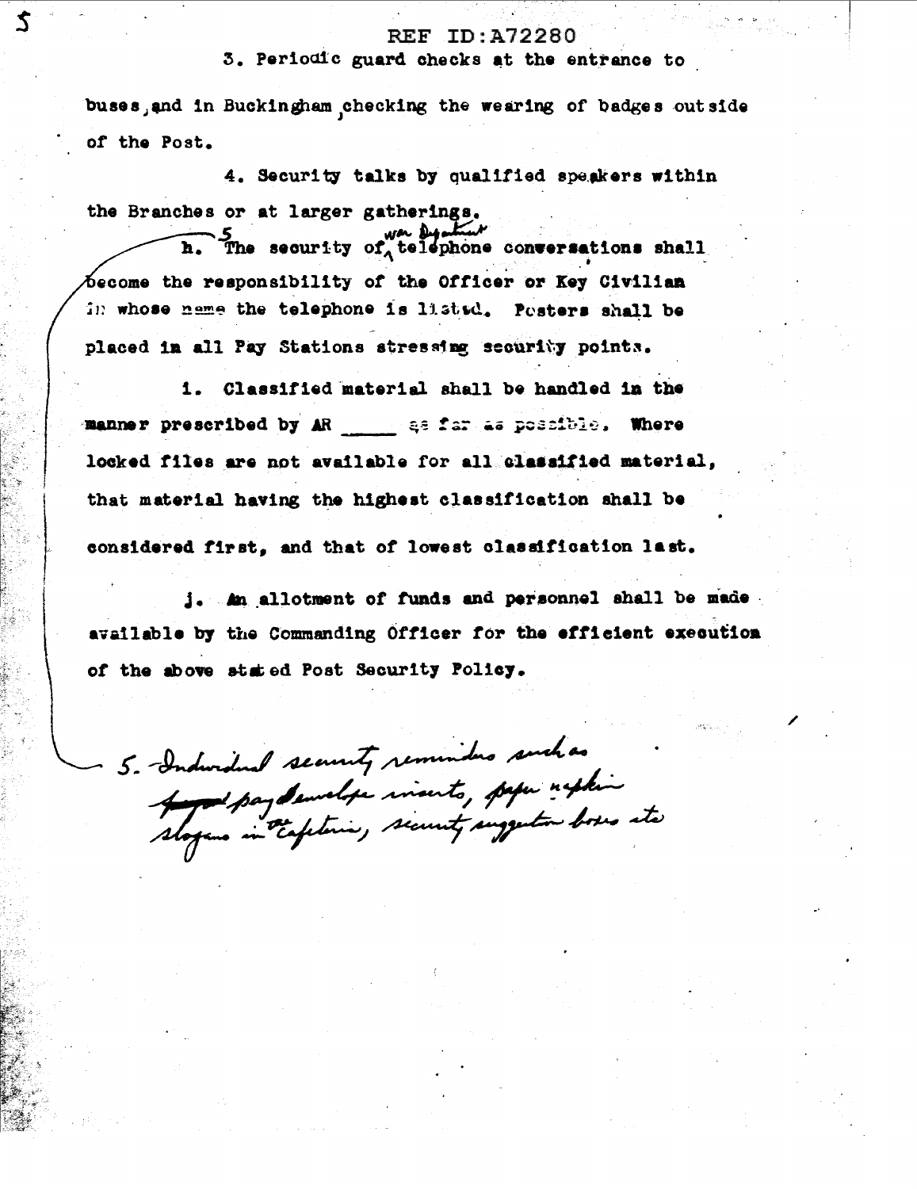REF ID:A72280

3. Periodic guard checks at the entrance to buses, and in Buckingham, checking the wearing of badges outside of the Post.

4. Security talks by qualified speakers within the Branches or at larger gatherings.

h. 5 The security of War Department telephone conversations shall become the responsibility of the Officer or Key Civilian in whose name the telephone is listed. Posters shall be placed in all Pay Stations stressing security points.

i. Classified material shall be handled in the manner prescribed by AR _____ as far as possible. Where locked files are not available for all classified material, that material having the highest classification shall be considered first, and that of lowest classification last.

j. An allotment of funds and personnel shall be made available by the Commanding Officer for the efficient execution of the above stated Post Security Policy.

5. Individual security reminders such as ~~payroll~~ pay envelope inserts, paper napkin slogans in the cafeteria, security suggestion boxes etc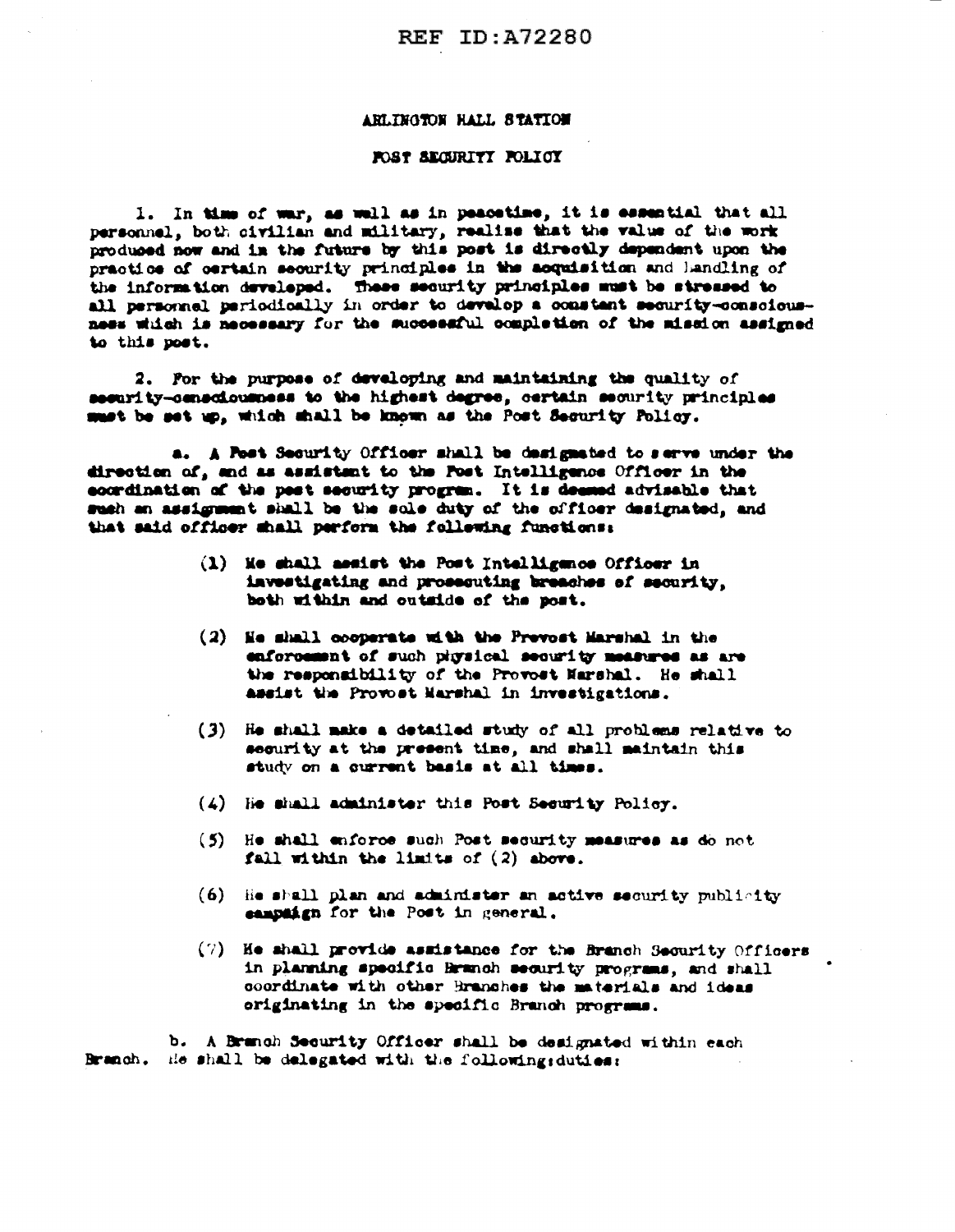ARLINGTON HALL STATION

POST SECURITY POLICY

1. In time of war, as well as in peacetime, it is essential that all personnel, both civilian and military, realize that the value of the work produced now and in the future by this post is directly dependent upon the practice of certain security principles in the acquisition and handling of the information developed. These security principles must be stressed to all personnel periodically in order to develop a constant security-consciousness which is necessary for the successful completion of the mission assigned to this post.

2. For the purpose of developing and maintaining the quality of security-consciousness to the highest degree, certain security principles must be set up, which shall be known as the Post Security Policy.

a. A Post Security Officer shall be designated to serve under the direction of, and as assistant to the Post Intelligence Officer in the coordination of the post security program. It is deemed advisable that such an assignment shall be the sole duty of the officer designated, and that said officer shall perform the following functions:

(1) He shall assist the Post Intelligence Officer in investigating and prosecuting breaches of security, both within and outside of the post.

(2) He shall cooperate with the Provost Marshal in the enforcement of such physical security measures as are the responsibility of the Provost Marshal. He shall assist the Provost Marshal in investigations.

(3) He shall make a detailed study of all problems relative to security at the present time, and shall maintain this study on a current basis at all times.

(4) He shall administer this Post Security Policy.

(5) He shall enforce such Post security measures as do not fall within the limits of (2) above.

(6) He shall plan and administer an active security publicity campaign for the Post in general.

(7) He shall provide assistance for the Branch Security Officers in planning specific Branch security programs, and shall coordinate with other Branches the materials and ideas originating in the specific Branch programs.

b. A Branch Security Officer shall be designated within each Branch. He shall be delegated with the following duties: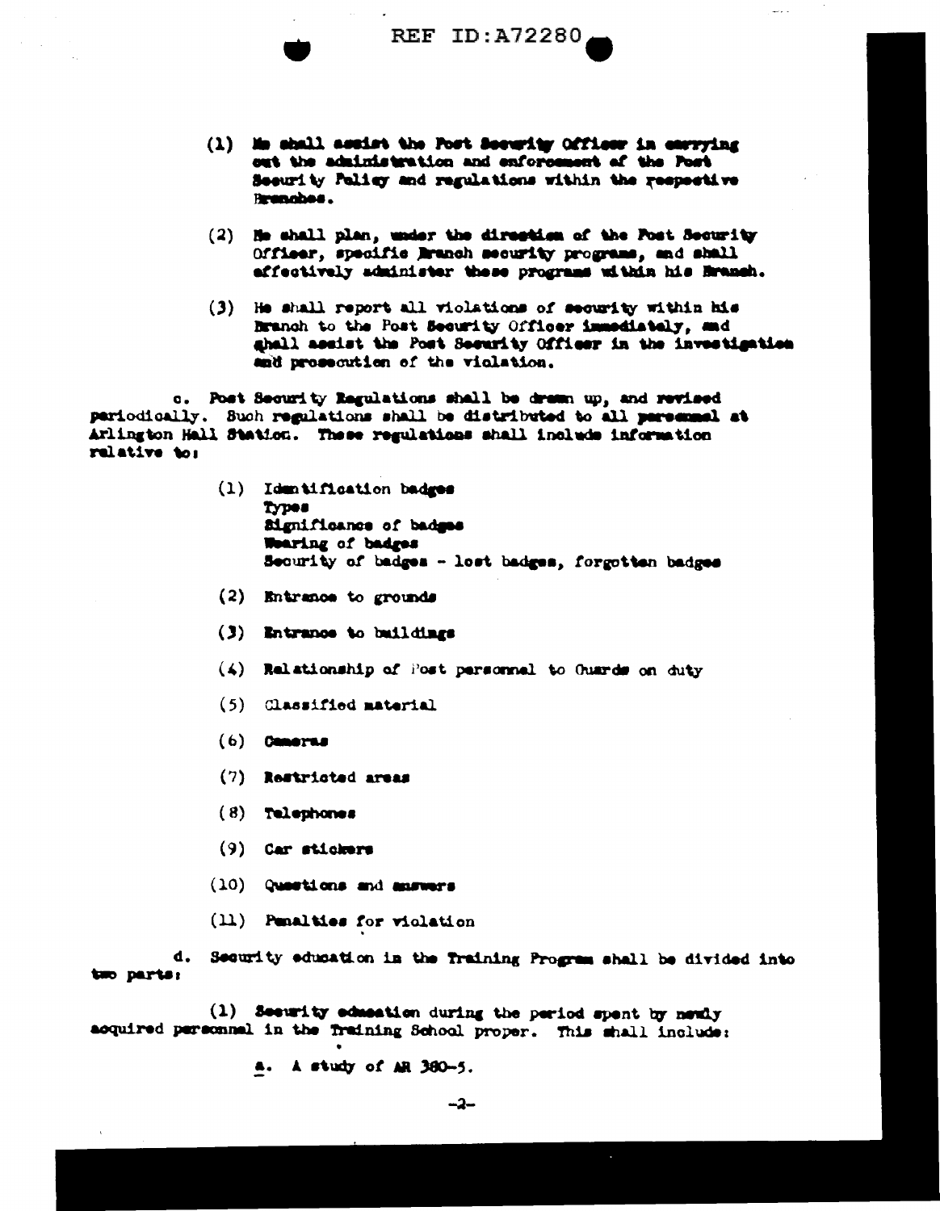(1) He shall assist the Post Security Officer in carrying out the administration and enforcement of the Post Security Policy and regulations within the respective Branches.

(2) He shall plan, under the direction of the Post Security Officer, specific Branch security programs, and shall effectively administer these programs within his Branch.

(3) He shall report all violations of security within his Branch to the Post Security Officer immediately, and shall assist the Post Security Officer in the investigation and prosecution of the violation.

c. Post Security Regulations shall be drawn up, and revised periodically. Such regulations shall be distributed to all personnel at Arlington Hall Station. These regulations shall include information relative to:

(1) Identification badges
Types
Significance of badges
Wearing of badges
Security of badges - lost badges, forgotten badges

(2) Entrance to grounds

(3) Entrance to buildings

(4) Relationship of Post personnel to Guards on duty

(5) Classified material

(6) Cameras

(7) Restricted areas

(8) Telephones

(9) Car stickers

(10) Questions and answers

(11) Penalties for violation

d. Security education in the Training Program shall be divided into two parts:

(1) Security education during the period spent by newly acquired personnel in the Training School proper. This shall include:

a. A study of AR 380-5.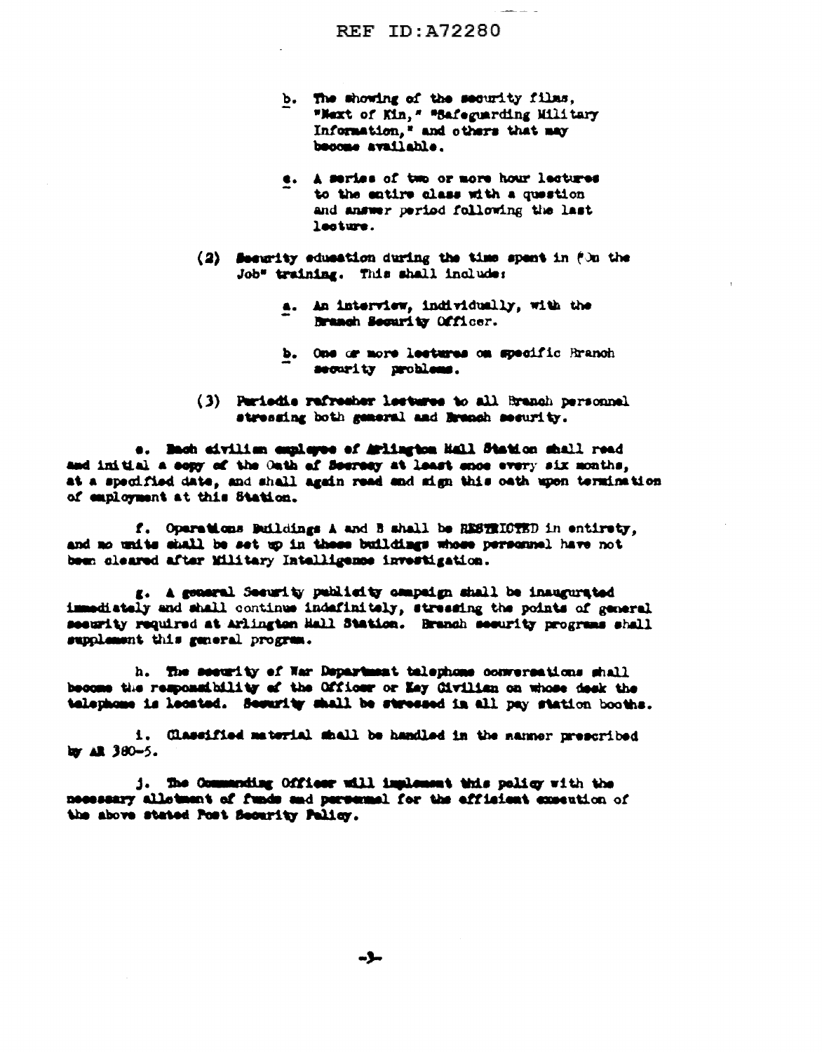b. The showing of the security films, "Next of Kin," "Safeguarding Military Information," and others that may become available.

c. A series of two or more hour lectures to the entire class with a question and answer period following the last lecture.

(2) Security education during the time spent in "On the Job" training. This shall include:

a. An interview, individually, with the Branch Security Officer.

b. One or more lectures on specific Branch security problems.

(3) Periodic refresher lectures to all Branch personnel stressing both general and Branch security.

e. Each civilian employee of Arlington Hall Station shall read and initial a copy of the Oath of Secrecy at least once every six months, at a specified date, and shall again read and sign this oath upon termination of employment at this Station.

f. Operations Buildings A and B shall be RESTRICTED in entirety, and no units shall be set up in these buildings whose personnel have not been cleared after Military Intelligence investigation.

g. A general Security publicity campaign shall be inaugurated immediately and shall continue indefinitely, stressing the points of general security required at Arlington Hall Station. Branch security programs shall supplement this general program.

h. The security of War Department telephone conversations shall become the responsibility of the Officer or Key Civilian on whose desk the telephone is located. Security shall be stressed in all pay station booths.

i. Classified material shall be handled in the manner prescribed by AR 380-5.

j. The Commanding Officer will implement this policy with the necessary allotment of funds and personnel for the efficient execution of the above stated Post Security Policy.